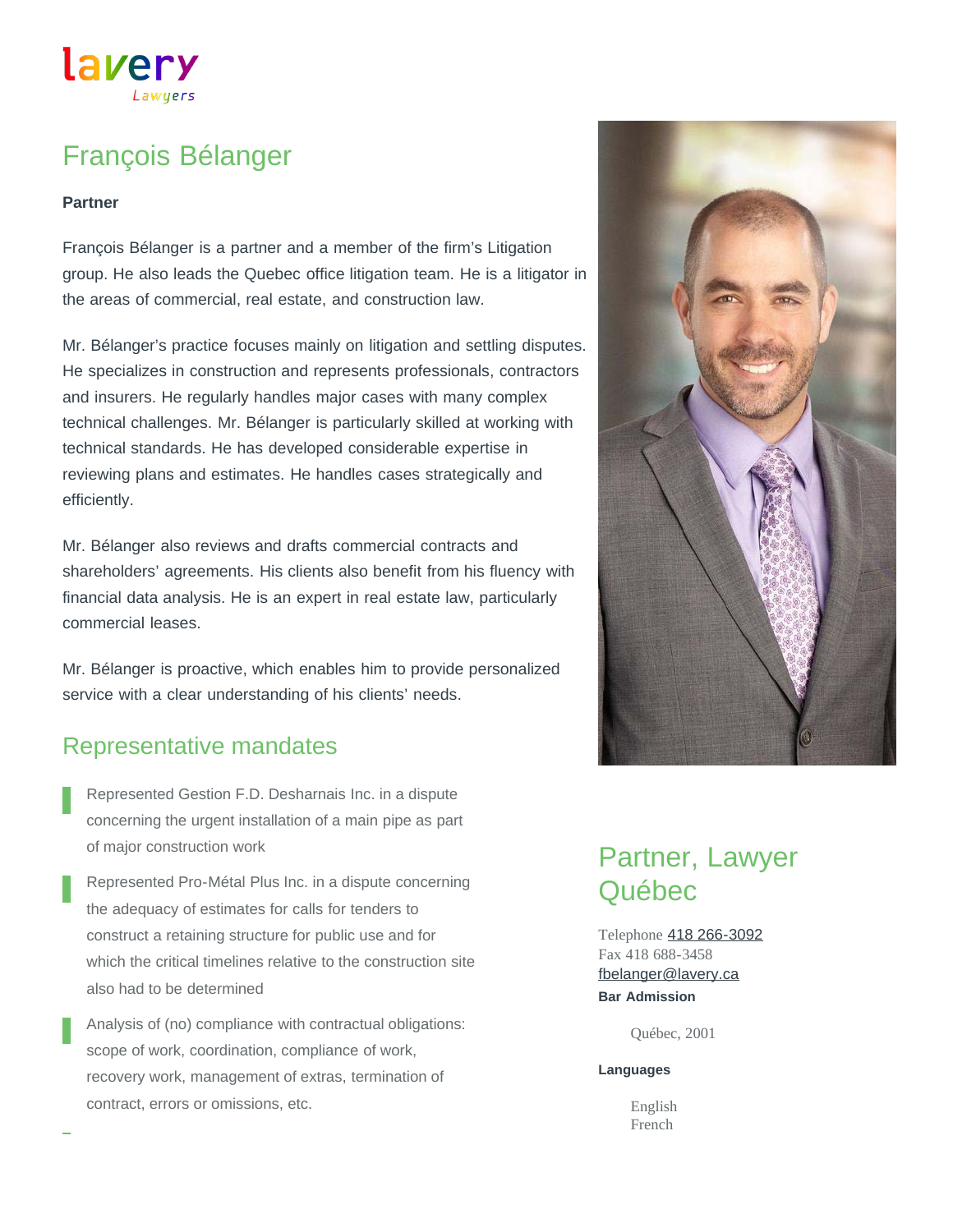lavery
Lawyers

# François Bélanger

**Partner**

François Bélanger is a partner and a member of the firm's Litigation group. He also leads the Quebec office litigation team. He is a litigator in the areas of commercial, real estate, and construction law.

Mr. Bélanger's practice focuses mainly on litigation and settling disputes. He specializes in construction and represents professionals, contractors and insurers. He regularly handles major cases with many complex technical challenges. Mr. Bélanger is particularly skilled at working with technical standards. He has developed considerable expertise in reviewing plans and estimates. He handles cases strategically and efficiently.

Mr. Bélanger also reviews and drafts commercial contracts and shareholders' agreements. His clients also benefit from his fluency with financial data analysis. He is an expert in real estate law, particularly commercial leases.

Mr. Bélanger is proactive, which enables him to provide personalized service with a clear understanding of his clients' needs.

## Representative mandates

- Represented Gestion F.D. Desharnais Inc. in a dispute concerning the urgent installation of a main pipe as part of major construction work
- Represented Pro-Métal Plus Inc. in a dispute concerning the adequacy of estimates for calls for tenders to construct a retaining structure for public use and for which the critical timelines relative to the construction site also had to be determined
- Analysis of (no) compliance with contractual obligations: scope of work, coordination, compliance of work, recovery work, management of extras, termination of contract, errors or omissions, etc.

## Partner, Lawyer Québec

Telephone 418 266-3092
Fax 418 688-3458
fbelanger@lavery.ca

**Bar Admission**

Québec, 2001

**Languages**

English
French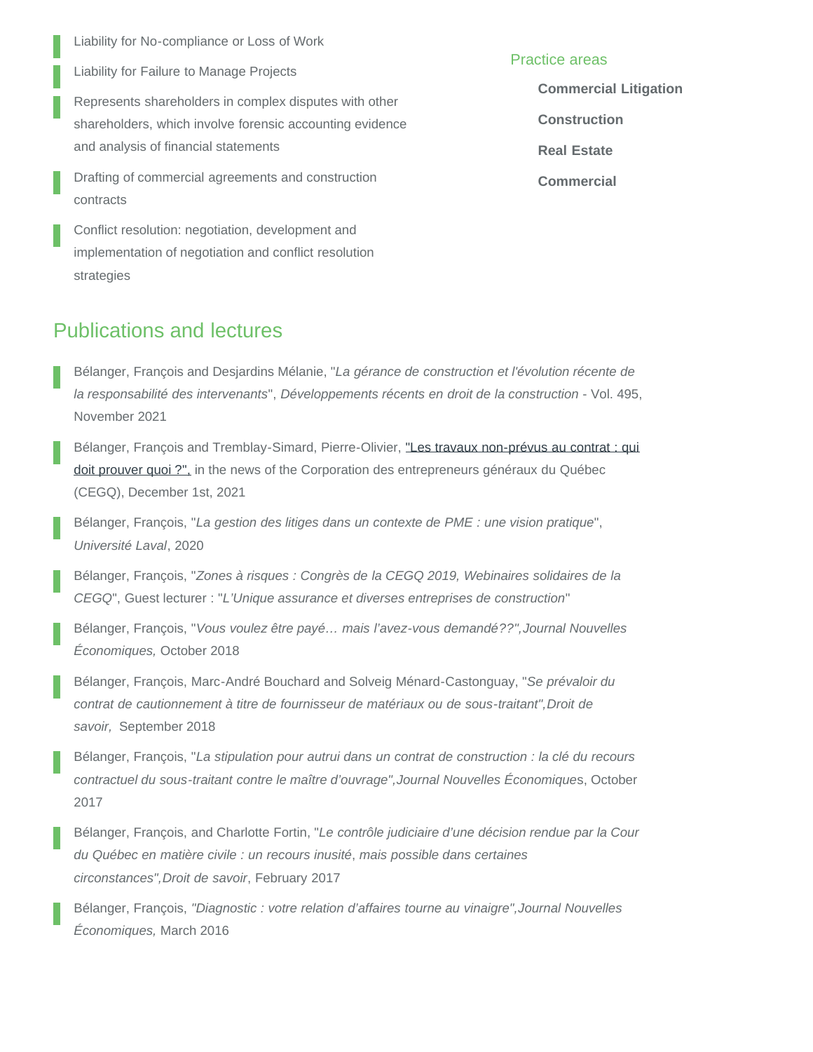- Liability for No-compliance or Loss of Work
- Liability for Failure to Manage Projects
- Represents shareholders in complex disputes with other shareholders, which involve forensic accounting evidence and analysis of financial statements
- Drafting of commercial agreements and construction contracts
- Conflict resolution: negotiation, development and implementation of negotiation and conflict resolution strategies

## Practice areas

**Commercial Litigation**

**Construction**

**Real Estate**

**Commercial**

## Publications and lectures

- Bélanger, François and Desjardins Mélanie, "*La gérance de construction et l'évolution récente de la responsabilité des intervenants*", *Développements récents en droit de la construction* - Vol. 495, November 2021
- Bélanger, François and Tremblay-Simard, Pierre-Olivier, "Les travaux non-prévus au contrat : qui doit prouver quoi ?", in the news of the Corporation des entrepreneurs généraux du Québec (CEGQ), December 1st, 2021
- Bélanger, François, "*La gestion des litiges dans un contexte de PME : une vision pratique*", *Université Laval*, 2020
- Bélanger, François, "*Zones à risques : Congrès de la CEGQ 2019, Webinaires solidaires de la CEGQ*", Guest lecturer : "*L'Unique assurance et diverses entreprises de construction*"
- Bélanger, François, "*Vous voulez être payé… mais l'avez-vous demandé??",Journal Nouvelles Économiques,* October 2018
- Bélanger, François, Marc-André Bouchard and Solveig Ménard-Castonguay, "*Se prévaloir du contrat de cautionnement à titre de fournisseur de matériaux ou de sous-traitant",Droit de savoir,* September 2018
- Bélanger, François, "*La stipulation pour autrui dans un contrat de construction : la clé du recours contractuel du sous-traitant contre le maître d'ouvrage",Journal Nouvelles Économique*s, October 2017
- Bélanger, François, and Charlotte Fortin, "*Le contrôle judiciaire d'une décision rendue par la Cour du Québec en matière civile : un recours inusité, mais possible dans certaines circonstances",Droit de savoir*, February 2017
- Bélanger, François, *"Diagnostic : votre relation d'affaires tourne au vinaigre",Journal Nouvelles Économiques,* March 2016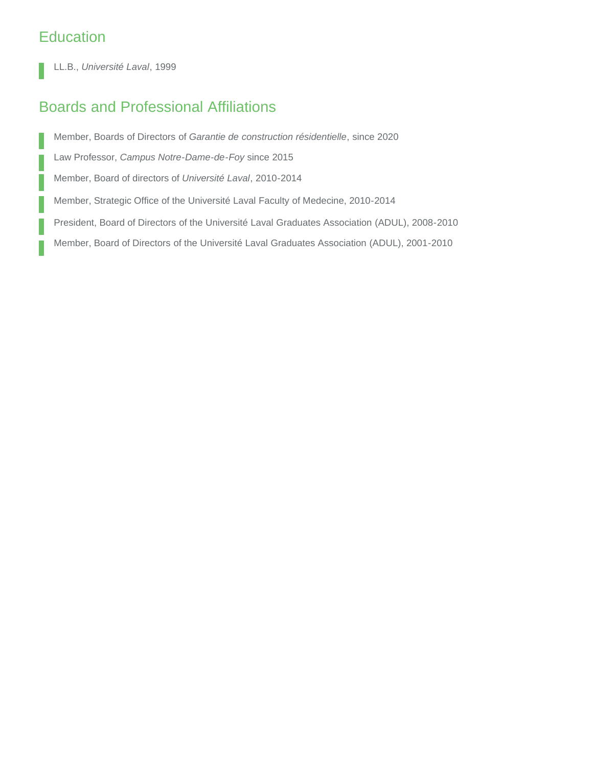## Education

- LL.B., *Université Laval*, 1999

## Boards and Professional Affiliations

- Member, Boards of Directors of *Garantie de construction résidentielle*, since 2020
- Law Professor, *Campus Notre-Dame-de-Foy* since 2015
- Member, Board of directors of *Université Laval*, 2010-2014
- Member, Strategic Office of the Université Laval Faculty of Medecine, 2010-2014
- President, Board of Directors of the Université Laval Graduates Association (ADUL), 2008-2010
- Member, Board of Directors of the Université Laval Graduates Association (ADUL), 2001-2010